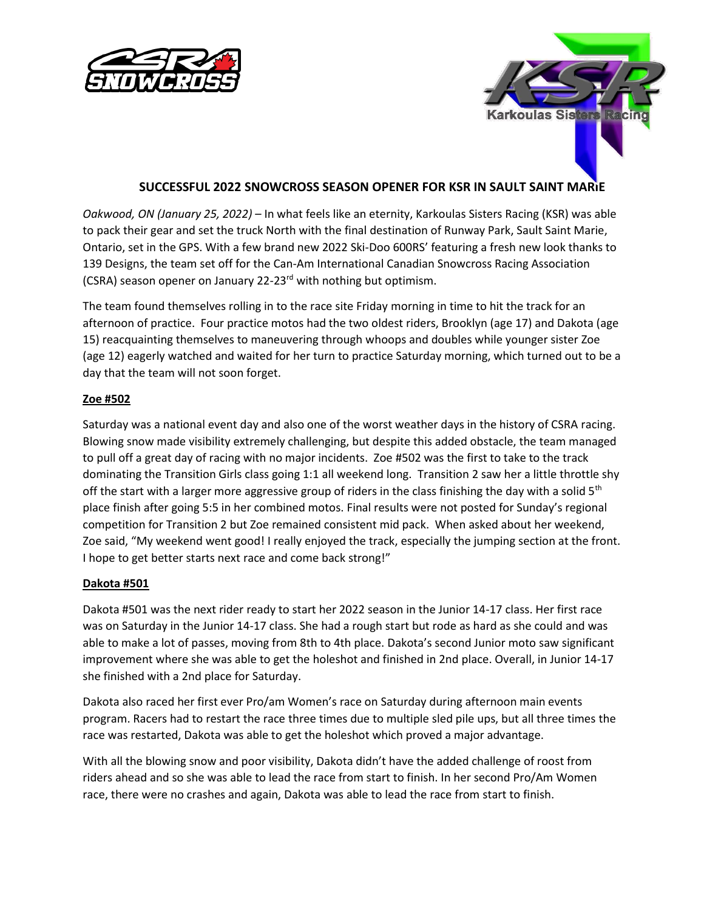## SUCCESSFUL 2022 SNOWCROSS SEASON OPENER FOR KSR IN SAULT SAINT MARIE

*Oakwood, ON (January 25, 2022)* – In what feels like an eternity, Karkoulas Sisters Racing (KSR) was able to pack their gear and set the truck North with the final destination of Runway Park, Sault Saint Marie, Ontario, set in the GPS. With a few brand new 2022 Ski-Doo 600RS' featuring a fresh new look thanks to 139 Designs, the team set off for the Can-Am International Canadian Snowcross Racing Association (CSRA) season opener on January 22-23rd with nothing but optimism.

The team found themselves rolling in to the race site Friday morning in time to hit the track for an afternoon of practice. Four practice motos had the two oldest riders, Brooklyn (age 17) and Dakota (age 15) reacquainting themselves to maneuvering through whoops and doubles while younger sister Zoe (age 12) eagerly watched and waited for her turn to practice Saturday morning, which turned out to be a day that the team will not soon forget.

**Zoe #502**

Saturday was a national event day and also one of the worst weather days in the history of CSRA racing. Blowing snow made visibility extremely challenging, but despite this added obstacle, the team managed to pull off a great day of racing with no major incidents. Zoe #502 was the first to take to the track dominating the Transition Girls class going 1:1 all weekend long. Transition 2 saw her a little throttle shy off the start with a larger more aggressive group of riders in the class finishing the day with a solid 5th place finish after going 5:5 in her combined motos. Final results were not posted for Sunday's regional competition for Transition 2 but Zoe remained consistent mid pack. When asked about her weekend, Zoe said, "My weekend went good! I really enjoyed the track, especially the jumping section at the front. I hope to get better starts next race and come back strong!"

**Dakota #501**

Dakota #501 was the next rider ready to start her 2022 season in the Junior 14-17 class. Her first race was on Saturday in the Junior 14-17 class. She had a rough start but rode as hard as she could and was able to make a lot of passes, moving from 8th to 4th place. Dakota's second Junior moto saw significant improvement where she was able to get the holeshot and finished in 2nd place. Overall, in Junior 14-17 she finished with a 2nd place for Saturday.

Dakota also raced her first ever Pro/am Women's race on Saturday during afternoon main events program. Racers had to restart the race three times due to multiple sled pile ups, but all three times the race was restarted, Dakota was able to get the holeshot which proved a major advantage.

With all the blowing snow and poor visibility, Dakota didn't have the added challenge of roost from riders ahead and so she was able to lead the race from start to finish. In her second Pro/Am Women race, there were no crashes and again, Dakota was able to lead the race from start to finish.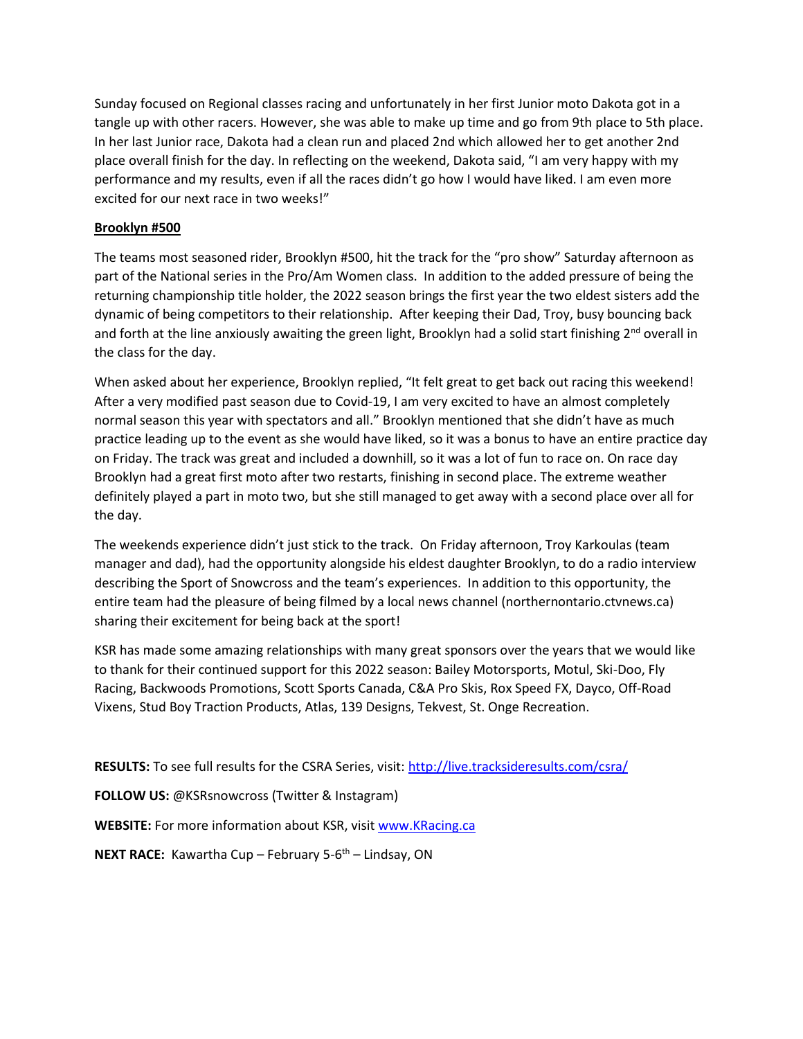Sunday focused on Regional classes racing and unfortunately in her first Junior moto Dakota got in a tangle up with other racers. However, she was able to make up time and go from 9th place to 5th place. In her last Junior race, Dakota had a clean run and placed 2nd which allowed her to get another 2nd place overall finish for the day. In reflecting on the weekend, Dakota said, "I am very happy with my performance and my results, even if all the races didn't go how I would have liked. I am even more excited for our next race in two weeks!"

**Brooklyn #500**

The teams most seasoned rider, Brooklyn #500, hit the track for the "pro show" Saturday afternoon as part of the National series in the Pro/Am Women class. In addition to the added pressure of being the returning championship title holder, the 2022 season brings the first year the two eldest sisters add the dynamic of being competitors to their relationship. After keeping their Dad, Troy, busy bouncing back and forth at the line anxiously awaiting the green light, Brooklyn had a solid start finishing 2nd overall in the class for the day.

When asked about her experience, Brooklyn replied, "It felt great to get back out racing this weekend! After a very modified past season due to Covid-19, I am very excited to have an almost completely normal season this year with spectators and all." Brooklyn mentioned that she didn't have as much practice leading up to the event as she would have liked, so it was a bonus to have an entire practice day on Friday. The track was great and included a downhill, so it was a lot of fun to race on. On race day Brooklyn had a great first moto after two restarts, finishing in second place. The extreme weather definitely played a part in moto two, but she still managed to get away with a second place over all for the day.

The weekends experience didn't just stick to the track. On Friday afternoon, Troy Karkoulas (team manager and dad), had the opportunity alongside his eldest daughter Brooklyn, to do a radio interview describing the Sport of Snowcross and the team's experiences. In addition to this opportunity, the entire team had the pleasure of being filmed by a local news channel (northernontario.ctvnews.ca) sharing their excitement for being back at the sport!

KSR has made some amazing relationships with many great sponsors over the years that we would like to thank for their continued support for this 2022 season: Bailey Motorsports, Motul, Ski-Doo, Fly Racing, Backwoods Promotions, Scott Sports Canada, C&A Pro Skis, Rox Speed FX, Dayco, Off-Road Vixens, Stud Boy Traction Products, Atlas, 139 Designs, Tekvest, St. Onge Recreation.

**RESULTS:** To see full results for the CSRA Series, visit: http://live.tracksideresults.com/csra/

**FOLLOW US:** @KSRsnowcross (Twitter & Instagram)

**WEBSITE:** For more information about KSR, visit www.KRacing.ca

**NEXT RACE:** Kawartha Cup – February 5-6th – Lindsay, ON